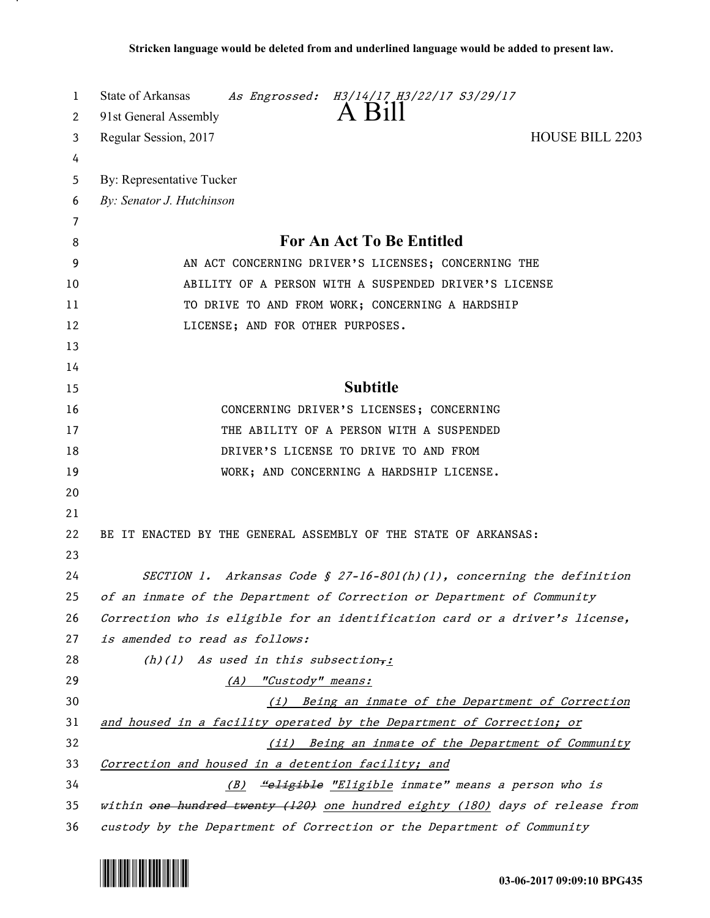**Stricken language would be deleted from and underlined language would be added to present law.**

State of Arkansas *As Engrossed: H3/14/17 H3/22/17 S3/29/17*
91st General Assembly

# A Bill

Regular Session, 2017 HOUSE BILL 2203

By: Representative Tucker
*By: Senator J. Hutchinson*

## For An Act To Be Entitled

AN ACT CONCERNING DRIVER'S LICENSES; CONCERNING THE ABILITY OF A PERSON WITH A SUSPENDED DRIVER'S LICENSE TO DRIVE TO AND FROM WORK; CONCERNING A HARDSHIP LICENSE; AND FOR OTHER PURPOSES.

## Subtitle

CONCERNING DRIVER'S LICENSES; CONCERNING THE ABILITY OF A PERSON WITH A SUSPENDED DRIVER'S LICENSE TO DRIVE TO AND FROM WORK; AND CONCERNING A HARDSHIP LICENSE.

BE IT ENACTED BY THE GENERAL ASSEMBLY OF THE STATE OF ARKANSAS:

*SECTION 1. Arkansas Code § 27-16-801(h)(1), concerning the definition of an inmate of the Department of Correction or Department of Community Correction who is eligible for an identification card or a driver's license, is amended to read as follows:*

*(h)(1) As used in this subsection~~,~~<u>:</u>*

*<u>(A) "Custody" means:</u>*

*<u>(i) Being an inmate of the Department of Correction and housed in a facility operated by the Department of Correction; or</u>*

*<u>(ii) Being an inmate of the Department of Community Correction and housed in a detention facility; and</u>*

*<u>(B)</u> ~~"eligible~~ <u>"Eligible</u> inmate" means a person who is within ~~one hundred twenty (120)~~ <u>one hundred eighty (180)</u> days of release from custody by the Department of Correction or the Department of Community*

03-06-2017 09:09:10 BPG435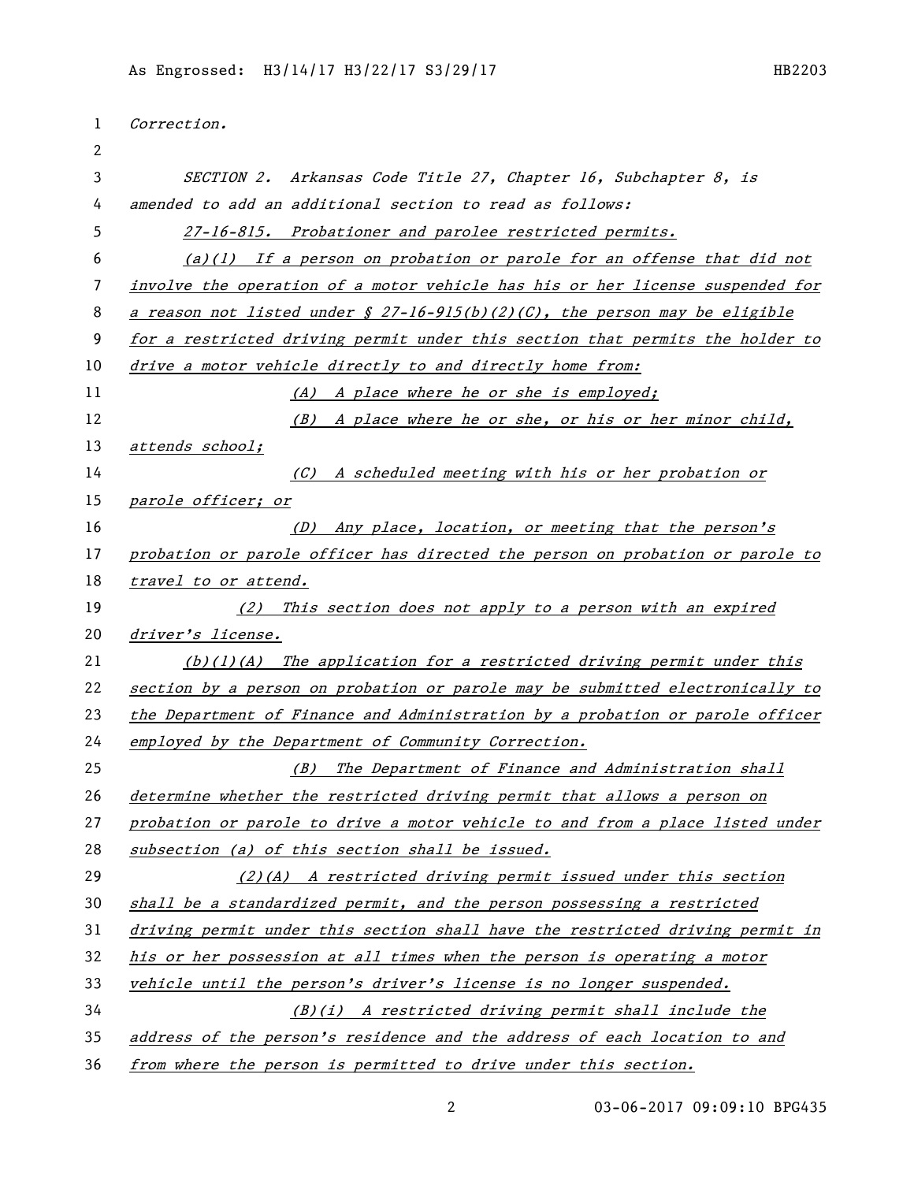*Correction.*

*SECTION 2. Arkansas Code Title 27, Chapter 16, Subchapter 8, is amended to add an additional section to read as follows:*

*27-16-815. Probationer and parolee restricted permits.*

*(a)(1) If a person on probation or parole for an offense that did not involve the operation of a motor vehicle has his or her license suspended for a reason not listed under § 27-16-915(b)(2)(C), the person may be eligible for a restricted driving permit under this section that permits the holder to drive a motor vehicle directly to and directly home from:*

*(A) A place where he or she is employed;*

*(B) A place where he or she, or his or her minor child, attends school;*

*(C) A scheduled meeting with his or her probation or parole officer; or*

*(D) Any place, location, or meeting that the person's probation or parole officer has directed the person on probation or parole to travel to or attend.*

*(2) This section does not apply to a person with an expired driver's license.*

*(b)(1)(A) The application for a restricted driving permit under this section by a person on probation or parole may be submitted electronically to the Department of Finance and Administration by a probation or parole officer employed by the Department of Community Correction.*

*(B) The Department of Finance and Administration shall determine whether the restricted driving permit that allows a person on probation or parole to drive a motor vehicle to and from a place listed under subsection (a) of this section shall be issued.*

*(2)(A) A restricted driving permit issued under this section shall be a standardized permit, and the person possessing a restricted driving permit under this section shall have the restricted driving permit in his or her possession at all times when the person is operating a motor vehicle until the person's driver's license is no longer suspended.*

*(B)(i) A restricted driving permit shall include the address of the person's residence and the address of each location to and from where the person is permitted to drive under this section.*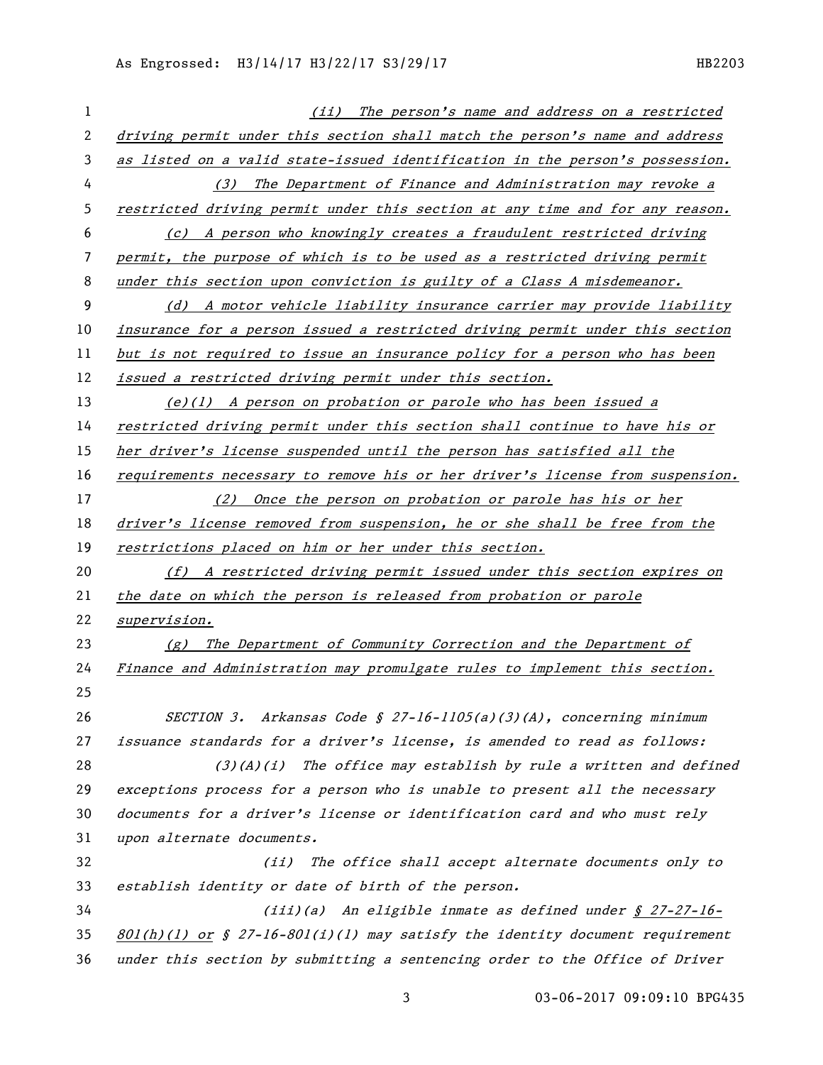(ii) The person's name and address on a restricted driving permit under this section shall match the person's name and address as listed on a valid state-issued identification in the person's possession.

(3) The Department of Finance and Administration may revoke a restricted driving permit under this section at any time and for any reason.

(c) A person who knowingly creates a fraudulent restricted driving permit, the purpose of which is to be used as a restricted driving permit under this section upon conviction is guilty of a Class A misdemeanor.

(d) A motor vehicle liability insurance carrier may provide liability insurance for a person issued a restricted driving permit under this section but is not required to issue an insurance policy for a person who has been issued a restricted driving permit under this section.

(e)(1) A person on probation or parole who has been issued a restricted driving permit under this section shall continue to have his or her driver's license suspended until the person has satisfied all the requirements necessary to remove his or her driver's license from suspension.

(2) Once the person on probation or parole has his or her driver's license removed from suspension, he or she shall be free from the restrictions placed on him or her under this section.

(f) A restricted driving permit issued under this section expires on the date on which the person is released from probation or parole supervision.

(g) The Department of Community Correction and the Department of Finance and Administration may promulgate rules to implement this section.

SECTION 3. Arkansas Code § 27-16-1105(a)(3)(A), concerning minimum issuance standards for a driver's license, is amended to read as follows:

(3)(A)(i) The office may establish by rule a written and defined exceptions process for a person who is unable to present all the necessary documents for a driver's license or identification card and who must rely upon alternate documents.

(ii) The office shall accept alternate documents only to establish identity or date of birth of the person.

(iii)(a) An eligible inmate as defined under § 27-27-16-801(h)(1) or § 27-16-801(i)(1) may satisfy the identity document requirement under this section by submitting a sentencing order to the Office of Driver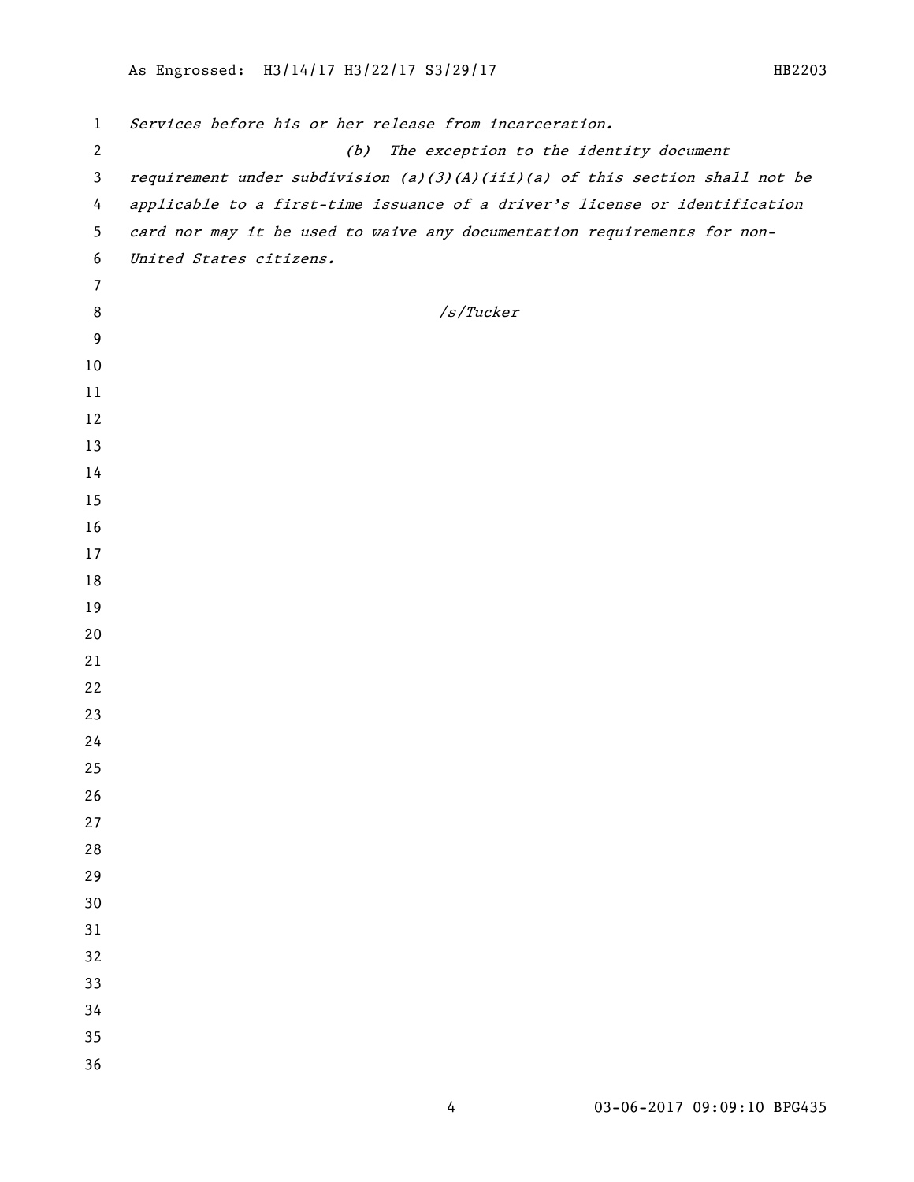*Services before his or her release from incarceration.*

*(b) The exception to the identity document requirement under subdivision (a)(3)(A)(iii)(a) of this section shall not be applicable to a first-time issuance of a driver's license or identification card nor may it be used to waive any documentation requirements for non-United States citizens.*

*/s/Tucker*